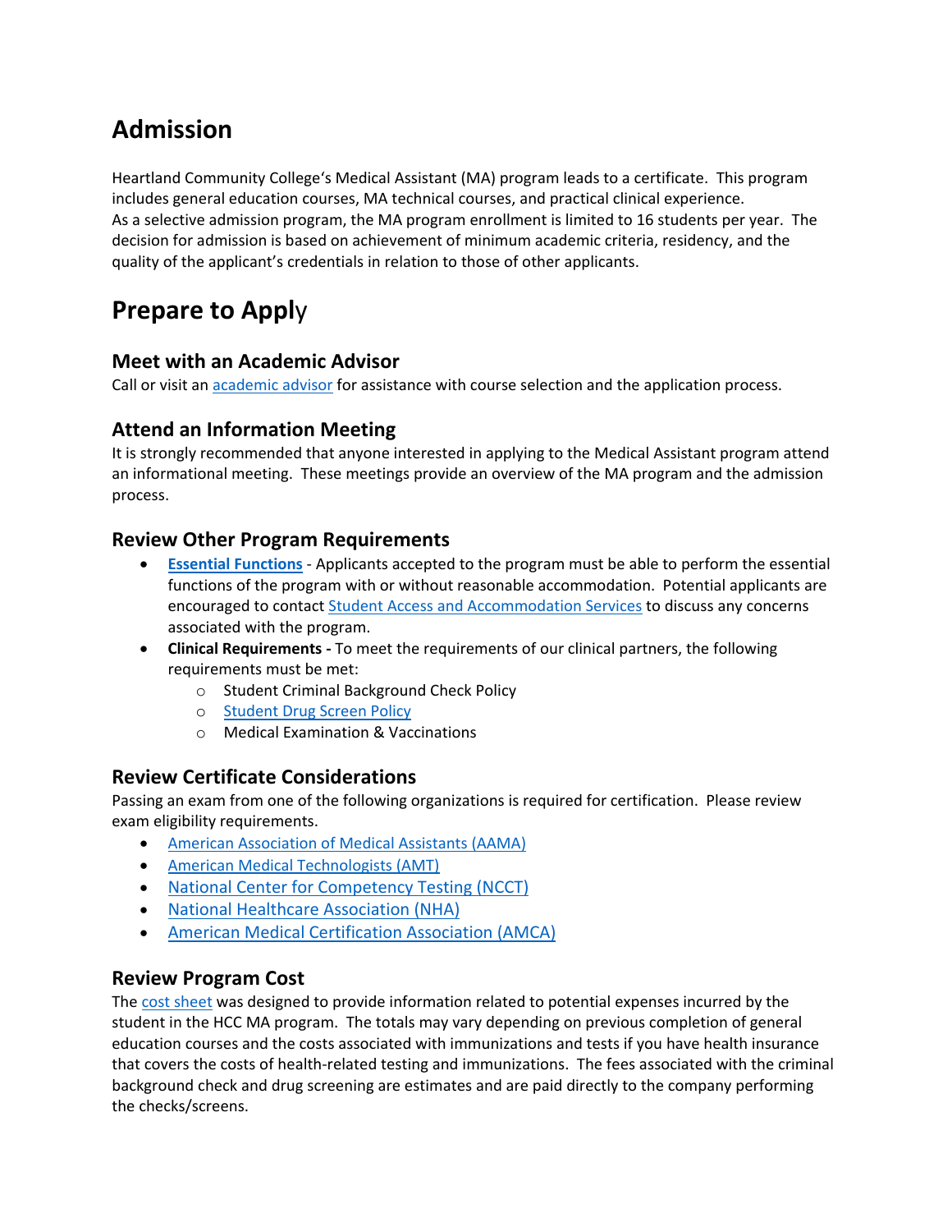# Admission

Heartland Community College's Medical Assistant (MA) program leads to a certificate. This program includes general education courses, MA technical courses, and practical clinical experience.
As a selective admission program, the MA program enrollment is limited to 16 students per year. The decision for admission is based on achievement of minimum academic criteria, residency, and the quality of the applicant's credentials in relation to those of other applicants.

# Prepare to Apply

## Meet with an Academic Advisor

Call or visit an academic advisor for assistance with course selection and the application process.

## Attend an Information Meeting

It is strongly recommended that anyone interested in applying to the Medical Assistant program attend an informational meeting. These meetings provide an overview of the MA program and the admission process.

## Review Other Program Requirements

- **Essential Functions** - Applicants accepted to the program must be able to perform the essential functions of the program with or without reasonable accommodation. Potential applicants are encouraged to contact Student Access and Accommodation Services to discuss any concerns associated with the program.
- **Clinical Requirements -** To meet the requirements of our clinical partners, the following requirements must be met:
  - Student Criminal Background Check Policy
  - Student Drug Screen Policy
  - Medical Examination & Vaccinations

## Review Certificate Considerations

Passing an exam from one of the following organizations is required for certification. Please review exam eligibility requirements.

- American Association of Medical Assistants (AAMA)
- American Medical Technologists (AMT)
- National Center for Competency Testing (NCCT)
- National Healthcare Association (NHA)
- American Medical Certification Association (AMCA)

## Review Program Cost

The cost sheet was designed to provide information related to potential expenses incurred by the student in the HCC MA program. The totals may vary depending on previous completion of general education courses and the costs associated with immunizations and tests if you have health insurance that covers the costs of health-related testing and immunizations. The fees associated with the criminal background check and drug screening are estimates and are paid directly to the company performing the checks/screens.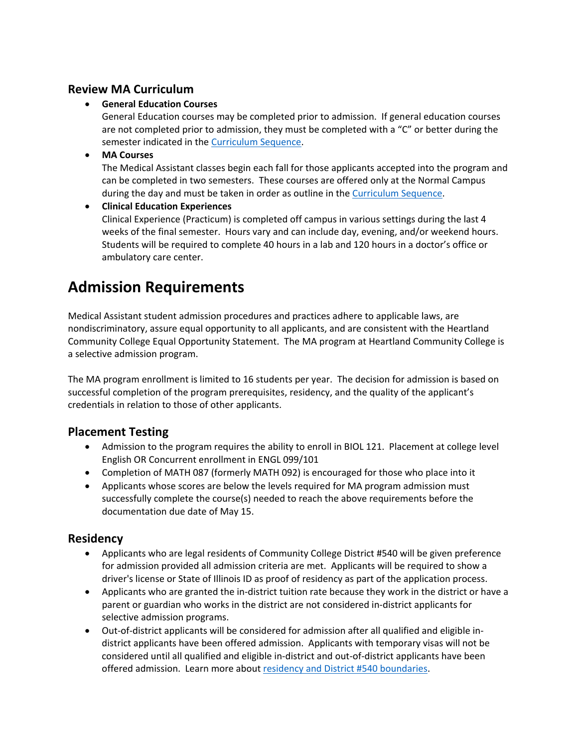## Review MA Curriculum

- **General Education Courses**
  General Education courses may be completed prior to admission. If general education courses are not completed prior to admission, they must be completed with a "C" or better during the semester indicated in the Curriculum Sequence.
- **MA Courses**
  The Medical Assistant classes begin each fall for those applicants accepted into the program and can be completed in two semesters. These courses are offered only at the Normal Campus during the day and must be taken in order as outline in the Curriculum Sequence.
- **Clinical Education Experiences**
  Clinical Experience (Practicum) is completed off campus in various settings during the last 4 weeks of the final semester. Hours vary and can include day, evening, and/or weekend hours. Students will be required to complete 40 hours in a lab and 120 hours in a doctor's office or ambulatory care center.

# Admission Requirements

Medical Assistant student admission procedures and practices adhere to applicable laws, are nondiscriminatory, assure equal opportunity to all applicants, and are consistent with the Heartland Community College Equal Opportunity Statement. The MA program at Heartland Community College is a selective admission program.

The MA program enrollment is limited to 16 students per year. The decision for admission is based on successful completion of the program prerequisites, residency, and the quality of the applicant's credentials in relation to those of other applicants.

## Placement Testing

- Admission to the program requires the ability to enroll in BIOL 121. Placement at college level English OR Concurrent enrollment in ENGL 099/101
- Completion of MATH 087 (formerly MATH 092) is encouraged for those who place into it
- Applicants whose scores are below the levels required for MA program admission must successfully complete the course(s) needed to reach the above requirements before the documentation due date of May 15.

## Residency

- Applicants who are legal residents of Community College District #540 will be given preference for admission provided all admission criteria are met. Applicants will be required to show a driver's license or State of Illinois ID as proof of residency as part of the application process.
- Applicants who are granted the in-district tuition rate because they work in the district or have a parent or guardian who works in the district are not considered in-district applicants for selective admission programs.
- Out-of-district applicants will be considered for admission after all qualified and eligible in-district applicants have been offered admission. Applicants with temporary visas will not be considered until all qualified and eligible in-district and out-of-district applicants have been offered admission. Learn more about residency and District #540 boundaries.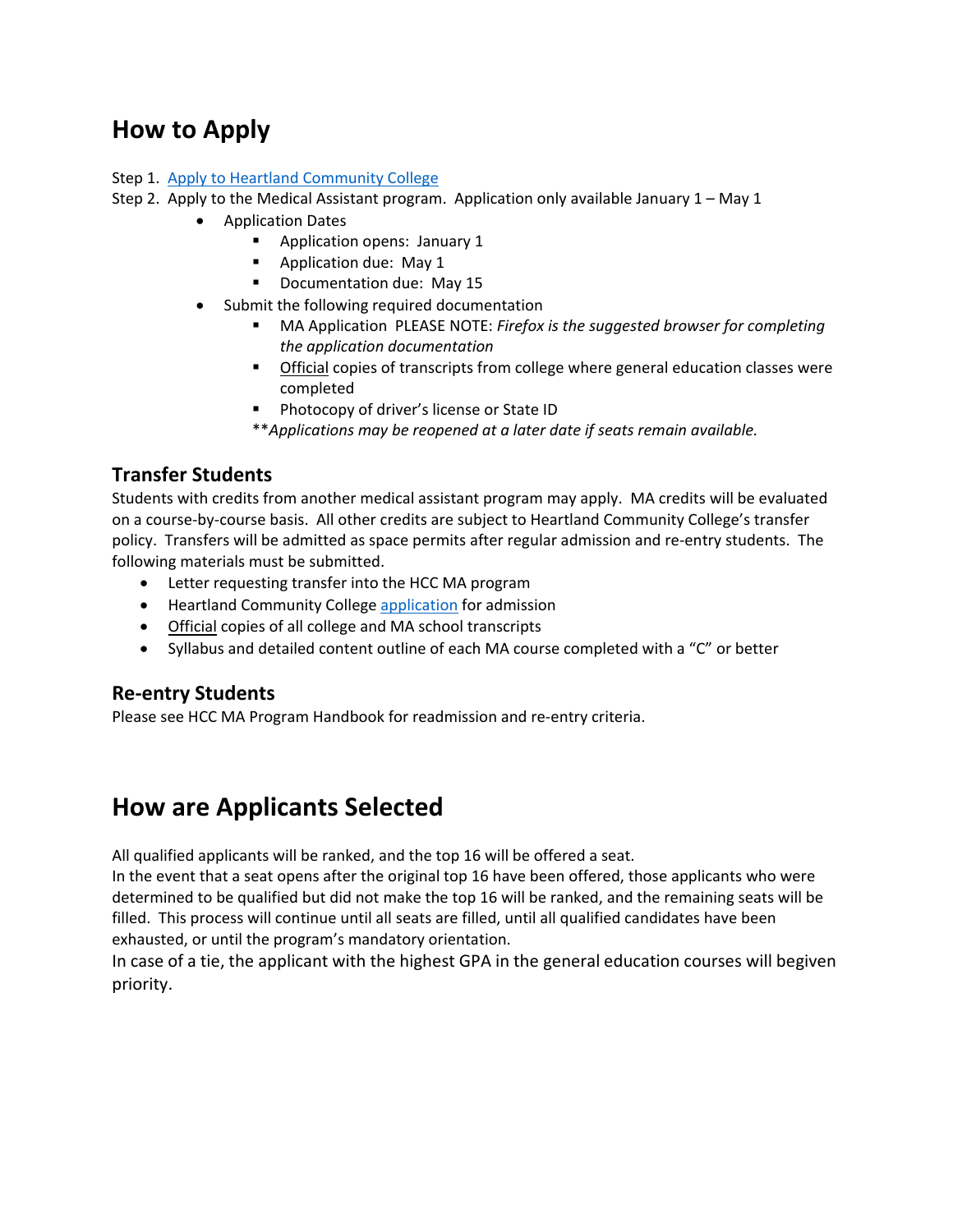# How to Apply

Step 1. [Apply to Heartland Community College]()

Step 2. Apply to the Medical Assistant program. Application only available January 1 – May 1

- Application Dates
  - Application opens: January 1
  - Application due: May 1
  - Documentation due: May 15
- Submit the following required documentation
  - MA Application PLEASE NOTE: *Firefox is the suggested browser for completing the application documentation*
  - Official copies of transcripts from college where general education classes were completed
  - Photocopy of driver's license or State ID

  \*\**Applications may be reopened at a later date if seats remain available.*

## Transfer Students

Students with credits from another medical assistant program may apply. MA credits will be evaluated on a course-by-course basis. All other credits are subject to Heartland Community College's transfer policy. Transfers will be admitted as space permits after regular admission and re-entry students. The following materials must be submitted.

- Letter requesting transfer into the HCC MA program
- Heartland Community College [application]() for admission
- Official copies of all college and MA school transcripts
- Syllabus and detailed content outline of each MA course completed with a "C" or better

## Re-entry Students

Please see HCC MA Program Handbook for readmission and re-entry criteria.

# How are Applicants Selected

All qualified applicants will be ranked, and the top 16 will be offered a seat.

In the event that a seat opens after the original top 16 have been offered, those applicants who were determined to be qualified but did not make the top 16 will be ranked, and the remaining seats will be filled. This process will continue until all seats are filled, until all qualified candidates have been exhausted, or until the program's mandatory orientation.

In case of a tie, the applicant with the highest GPA in the general education courses will begiven priority.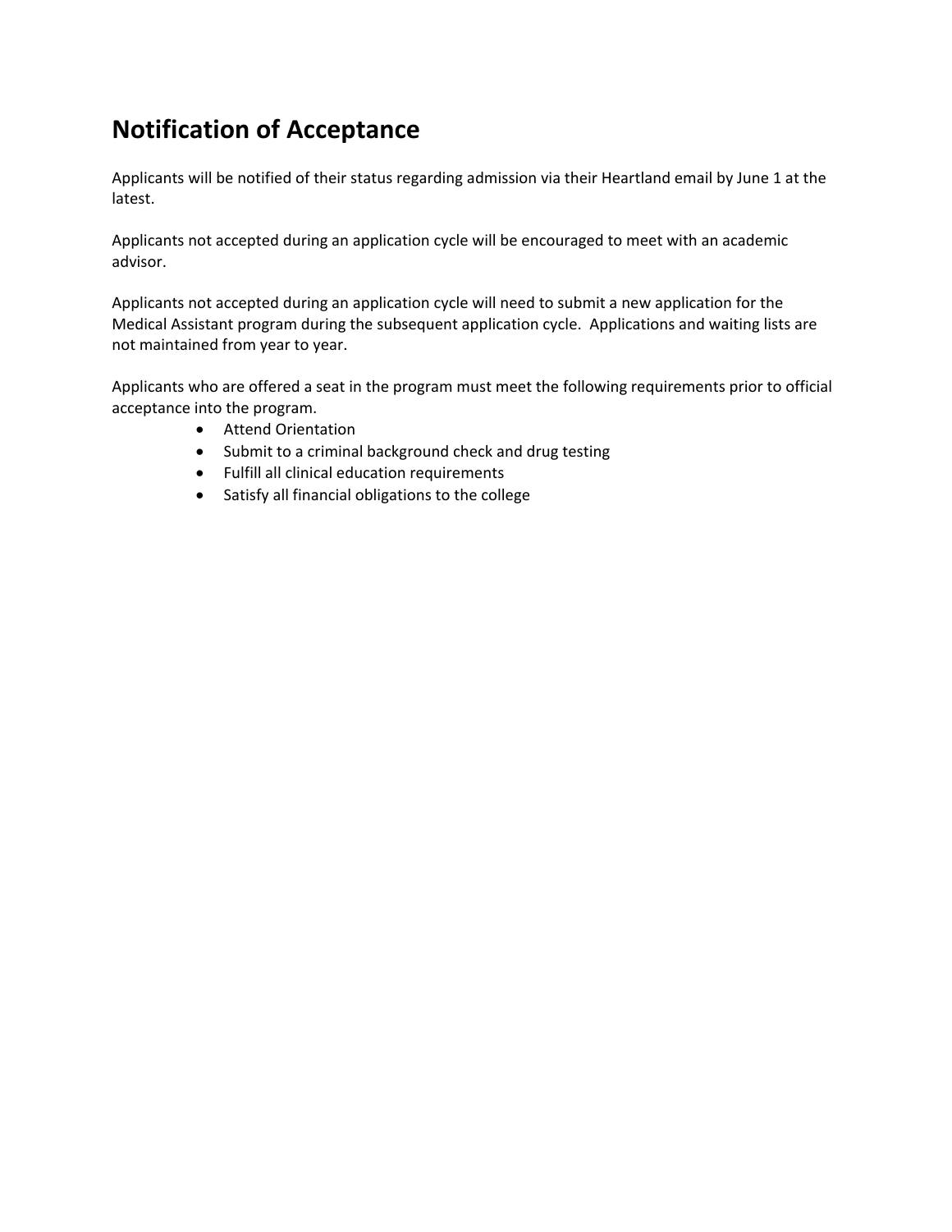# Notification of Acceptance

Applicants will be notified of their status regarding admission via their Heartland email by June 1 at the latest.

Applicants not accepted during an application cycle will be encouraged to meet with an academic advisor.

Applicants not accepted during an application cycle will need to submit a new application for the Medical Assistant program during the subsequent application cycle. Applications and waiting lists are not maintained from year to year.

Applicants who are offered a seat in the program must meet the following requirements prior to official acceptance into the program.

- Attend Orientation
- Submit to a criminal background check and drug testing
- Fulfill all clinical education requirements
- Satisfy all financial obligations to the college